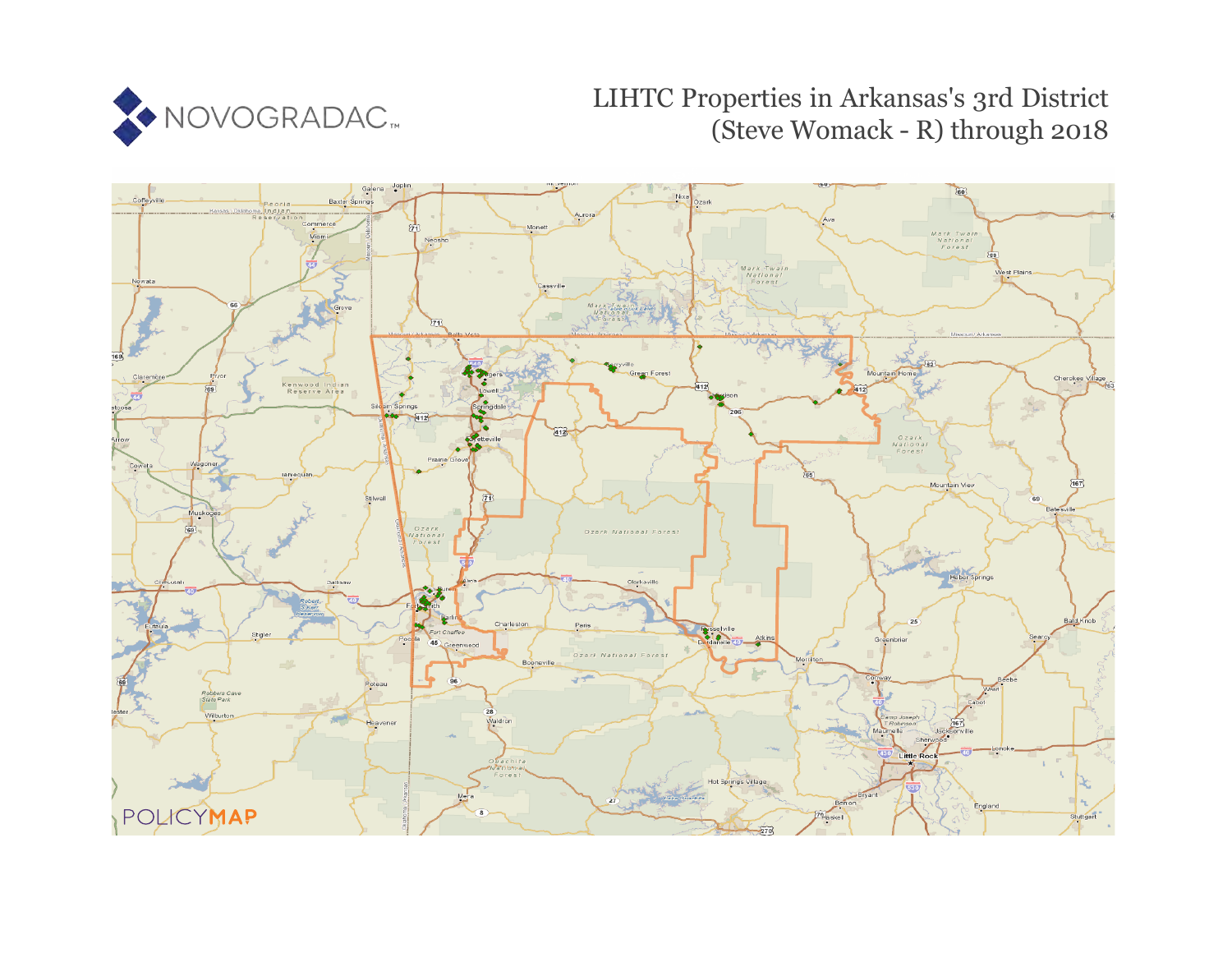NOVOGRADAC

# LIHTC Properties in Arkansas's 3rd District (Steve Womack - R) through 2018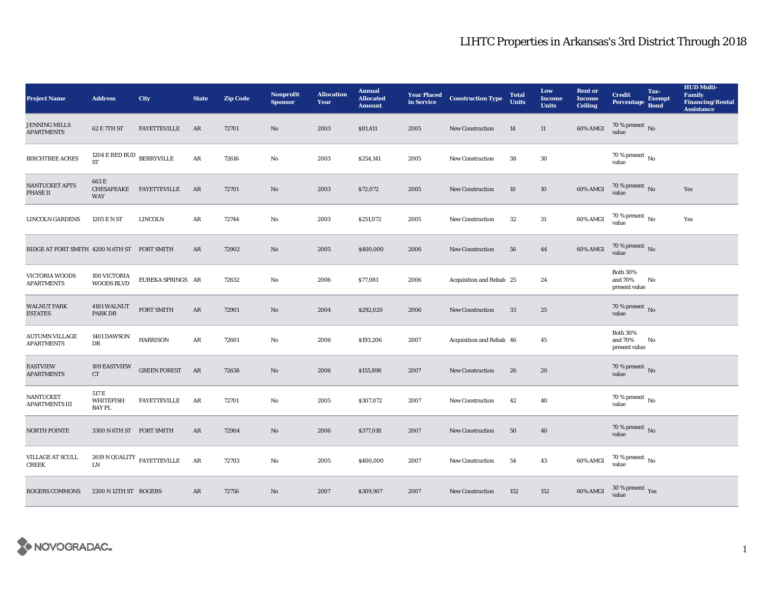# LIHTC Properties in Arkansas's 3rd District Through 2018

| Project Name | Address | City | State | Zip Code | Nonprofit Sponsor | Allocation Year | Annual Allocated Amount | Year Placed in Service | Construction Type | Total Units | Low Income Units | Rent or Income Ceiling | Credit Percentage | Tax-Exempt Bond | HUD Multi-Family Financing/Rental Assistance |
|---|---|---|---|---|---|---|---|---|---|---|---|---|---|---|---|
| JENNING MILLS APARTMENTS | 62 E 7TH ST | FAYETTEVILLE | AR | 72701 | No | 2003 | $81,411 | 2005 | New Construction | 14 | 11 | 60% AMGI | 70 % present value | No | |
| BIRCHTREE ACRES | 1204 E RED BUD ST | BERRYVILLE | AR | 72616 | No | 2003 | $254,141 | 2005 | New Construction | 38 | 30 | | 70 % present value | No | |
| NANTUCKET APTS PHASE II | 663 E CHESAPEAKE WAY | FAYETTEVILLE | AR | 72701 | No | 2003 | $72,072 | 2005 | New Construction | 10 | 10 | 60% AMGI | 70 % present value | No | Yes |
| LINCOLN GARDENS | 1205 E N ST | LINCOLN | AR | 72744 | No | 2003 | $251,072 | 2005 | New Construction | 32 | 31 | 60% AMGI | 70 % present value | No | Yes |
| RIDGE AT FORT SMITH | 4200 N 6TH ST | FORT SMITH | AR | 72902 | No | 2005 | $400,000 | 2006 | New Construction | 56 | 44 | 60% AMGI | 70 % present value | No | |
| VICTORIA WOODS APARTMENTS | 100 VICTORIA WOODS BLVD | EUREKA SPRINGS | AR | 72632 | No | 2006 | $77,081 | 2006 | Acquisition and Rehab | 25 | 24 | | Both 30% and 70% present value | No | |
| WALNUT PARK ESTATES | 4101 WALNUT PARK DR | FORT SMITH | AR | 72901 | No | 2004 | $292,020 | 2006 | New Construction | 33 | 25 | | 70 % present value | No | |
| AUTUMN VILLAGE APARTMENTS | 1401 DAWSON DR | HARRISON | AR | 72601 | No | 2006 | $193,206 | 2007 | Acquisition and Rehab | 46 | 45 | | Both 30% and 70% present value | No | |
| EASTVIEW APARTMENTS | 109 EASTVIEW CT | GREEN FOREST | AR | 72638 | No | 2006 | $155,898 | 2007 | New Construction | 26 | 20 | | 70 % present value | No | |
| NANTUCKET APARTMENTS III | 517 E WHITEFISH BAY PL | FAYETTEVILLE | AR | 72701 | No | 2005 | $307,072 | 2007 | New Construction | 42 | 40 | | 70 % present value | No | |
| NORTH POINTE | 3300 N 6TH ST | FORT SMITH | AR | 72904 | No | 2006 | $377,018 | 2007 | New Construction | 50 | 40 | | 70 % present value | No | |
| VILLAGE AT SCULL CREEK | 2619 N QUALITY LN | FAYETTEVILLE | AR | 72703 | No | 2005 | $400,000 | 2007 | New Construction | 54 | 43 | 60% AMGI | 70 % present value | No | |
| ROGERS COMMONS | 2200 N 12TH ST | ROGERS | AR | 72756 | No | 2007 | $309,907 | 2007 | New Construction | 152 | 152 | 60% AMGI | 30 % present value | Yes | |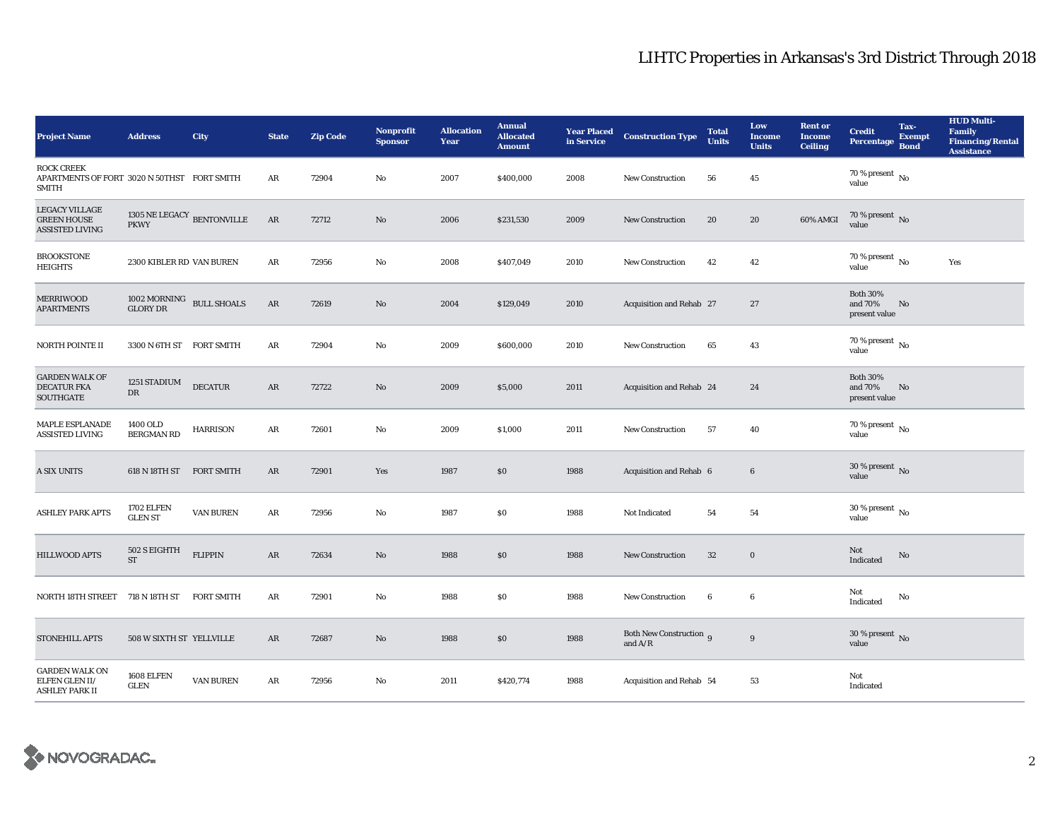# LIHTC Properties in Arkansas's 3rd District Through 2018

| Project Name | Address | City | State | Zip Code | Nonprofit Sponsor | Allocation Year | Annual Allocated Amount | Year Placed in Service | Construction Type | Total Units | Low Income Units | Rent or Income Ceiling | Credit Percentage | Tax-Exempt Bond | HUD Multi-Family Financing/Rental Assistance |
|---|---|---|---|---|---|---|---|---|---|---|---|---|---|---|---|
| ROCK CREEK APARTMENTS OF FORT SMITH | 3020 N 50THST | FORT SMITH | AR | 72904 | No | 2007 | $400,000 | 2008 | New Construction | 56 | 45 | | 70 % present value | No | |
| LEGACY VILLAGE GREEN HOUSE ASSISTED LIVING | 1305 NE LEGACY PKWY | BENTONVILLE | AR | 72712 | No | 2006 | $231,530 | 2009 | New Construction | 20 | 20 | 60% AMGI | 70 % present value | No | |
| BROOKSTONE HEIGHTS | 2300 KIBLER RD | VAN BUREN | AR | 72956 | No | 2008 | $407,049 | 2010 | New Construction | 42 | 42 | | 70 % present value | No | Yes |
| MERRIWOOD APARTMENTS | 1002 MORNING GLORY DR | BULL SHOALS | AR | 72619 | No | 2004 | $129,049 | 2010 | Acquisition and Rehab | 27 | 27 | | Both 30% and 70% present value | No | |
| NORTH POINTE II | 3300 N 6TH ST | FORT SMITH | AR | 72904 | No | 2009 | $600,000 | 2010 | New Construction | 65 | 43 | | 70 % present value | No | |
| GARDEN WALK OF DECATUR FKA SOUTHGATE | 1251 STADIUM DR | DECATUR | AR | 72722 | No | 2009 | $5,000 | 2011 | Acquisition and Rehab | 24 | 24 | | Both 30% and 70% present value | No | |
| MAPLE ESPLANADE ASSISTED LIVING | 1400 OLD BERGMAN RD | HARRISON | AR | 72601 | No | 2009 | $1,000 | 2011 | New Construction | 57 | 40 | | 70 % present value | No | |
| A SIX UNITS | 618 N 18TH ST | FORT SMITH | AR | 72901 | Yes | 1987 | $0 | 1988 | Acquisition and Rehab | 6 | 6 | | 30 % present value | No | |
| ASHLEY PARK APTS | 1702 ELFEN GLEN ST | VAN BUREN | AR | 72956 | No | 1987 | $0 | 1988 | Not Indicated | 54 | 54 | | 30 % present value | No | |
| HILLWOOD APTS | 502 S EIGHTH ST | FLIPPIN | AR | 72634 | No | 1988 | $0 | 1988 | New Construction | 32 | 0 | | Not Indicated | No | |
| NORTH 18TH STREET | 718 N 18TH ST | FORT SMITH | AR | 72901 | No | 1988 | $0 | 1988 | New Construction | 6 | 6 | | Not Indicated | No | |
| STONEHILL APTS | 508 W SIXTH ST | YELLVILLE | AR | 72687 | No | 1988 | $0 | 1988 | Both New Construction and A/R | 9 | 9 | | 30 % present value | No | |
| GARDEN WALK ON ELFEN GLEN II/ ASHLEY PARK II | 1608 ELFEN GLEN | VAN BUREN | AR | 72956 | No | 2011 | $420,774 | 1988 | Acquisition and Rehab | 54 | 53 | | Not Indicated | | |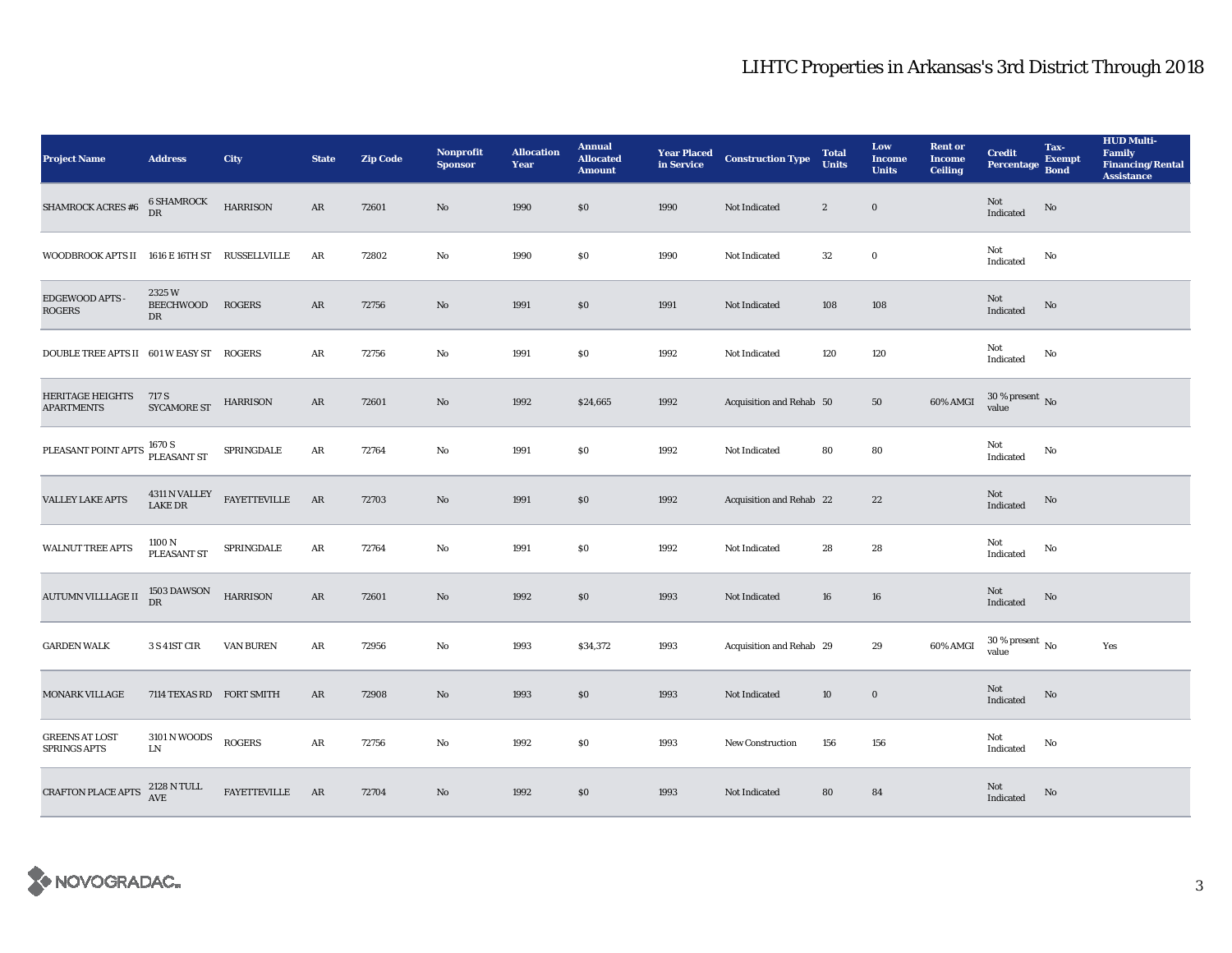# LIHTC Properties in Arkansas's 3rd District Through 2018

| Project Name | Address | City | State | Zip Code | Nonprofit Sponsor | Allocation Year | Annual Allocated Amount | Year Placed in Service | Construction Type | Total Units | Low Income Units | Rent or Income Ceiling | Credit Percentage | Tax-Exempt Bond | HUD Multi-Family Financing/Rental Assistance |
|---|---|---|---|---|---|---|---|---|---|---|---|---|---|---|---|
| SHAMROCK ACRES #6 | 6 SHAMROCK DR | HARRISON | AR | 72601 | No | 1990 | $0 | 1990 | Not Indicated | 2 | 0 | | Not Indicated | No | |
| WOODBROOK APTS II | 1616 E 16TH ST | RUSSELLVILLE | AR | 72802 | No | 1990 | $0 | 1990 | Not Indicated | 32 | 0 | | Not Indicated | No | |
| EDGEWOOD APTS - ROGERS | 2325 W BEECHWOOD DR | ROGERS | AR | 72756 | No | 1991 | $0 | 1991 | Not Indicated | 108 | 108 | | Not Indicated | No | |
| DOUBLE TREE APTS II | 601 W EASY ST | ROGERS | AR | 72756 | No | 1991 | $0 | 1992 | Not Indicated | 120 | 120 | | Not Indicated | No | |
| HERITAGE HEIGHTS APARTMENTS | 717 S SYCAMORE ST | HARRISON | AR | 72601 | No | 1992 | $24,665 | 1992 | Acquisition and Rehab | 50 | 50 | 60% AMGI | 30 % present value | No | |
| PLEASANT POINT APTS | 1670 S PLEASANT ST | SPRINGDALE | AR | 72764 | No | 1991 | $0 | 1992 | Not Indicated | 80 | 80 | | Not Indicated | No | |
| VALLEY LAKE APTS | 4311 N VALLEY LAKE DR | FAYETTEVILLE | AR | 72703 | No | 1991 | $0 | 1992 | Acquisition and Rehab | 22 | 22 | | Not Indicated | No | |
| WALNUT TREE APTS | 1100 N PLEASANT ST | SPRINGDALE | AR | 72764 | No | 1991 | $0 | 1992 | Not Indicated | 28 | 28 | | Not Indicated | No | |
| AUTUMN VILLLAGE II | 1503 DAWSON DR | HARRISON | AR | 72601 | No | 1992 | $0 | 1993 | Not Indicated | 16 | 16 | | Not Indicated | No | |
| GARDEN WALK | 3 S 41ST CIR | VAN BUREN | AR | 72956 | No | 1993 | $34,372 | 1993 | Acquisition and Rehab | 29 | 29 | 60% AMGI | 30 % present value | No | Yes |
| MONARK VILLAGE | 7114 TEXAS RD | FORT SMITH | AR | 72908 | No | 1993 | $0 | 1993 | Not Indicated | 10 | 0 | | Not Indicated | No | |
| GREENS AT LOST SPRINGS APTS | 3101 N WOODS LN | ROGERS | AR | 72756 | No | 1992 | $0 | 1993 | New Construction | 156 | 156 | | Not Indicated | No | |
| CRAFTON PLACE APTS | 2128 N TULL AVE | FAYETTEVILLE | AR | 72704 | No | 1992 | $0 | 1993 | Not Indicated | 80 | 84 | | Not Indicated | No | |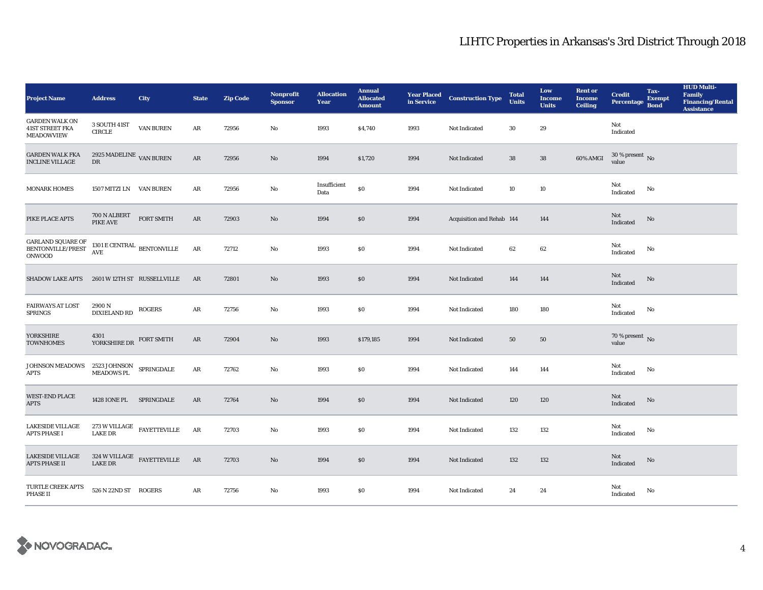| Project Name | Address | City | State | Zip Code | Nonprofit Sponsor | Allocation Year | Annual Allocated Amount | Year Placed in Service | Construction Type | Total Units | Low Income Units | Rent or Income Ceiling | Credit Percentage | Tax-Exempt Bond | HUD Multi-Family Financing/Rental Assistance |
|---|---|---|---|---|---|---|---|---|---|---|---|---|---|---|---|
| GARDEN WALK ON 41ST STREET FKA MEADOWVIEW | 3 SOUTH 41ST CIRCLE | VAN BUREN | AR | 72956 | No | 1993 | $4,740 | 1993 | Not Indicated | 30 | 29 | | Not Indicated | | |
| GARDEN WALK FKA INCLINE VILLAGE | 2925 MADELINE DR | VAN BUREN | AR | 72956 | No | 1994 | $1,720 | 1994 | Not Indicated | 38 | 38 | 60% AMGI | 30 % present value | No | |
| MONARK HOMES | 1507 MITZI LN | VAN BUREN | AR | 72956 | No | Insufficient Data | $0 | 1994 | Not Indicated | 10 | 10 | | Not Indicated | No | |
| PIKE PLACE APTS | 700 N ALBERT PIKE AVE | FORT SMITH | AR | 72903 | No | 1994 | $0 | 1994 | Acquisition and Rehab | 144 | 144 | | Not Indicated | No | |
| GARLAND SQUARE OF BENTONVILLE/PRESTONWOOD | 1301 E CENTRAL AVE | BENTONVILLE | AR | 72712 | No | 1993 | $0 | 1994 | Not Indicated | 62 | 62 | | Not Indicated | No | |
| SHADOW LAKE APTS | 2601 W 12TH ST | RUSSELLVILLE | AR | 72801 | No | 1993 | $0 | 1994 | Not Indicated | 144 | 144 | | Not Indicated | No | |
| FAIRWAYS AT LOST SPRINGS | 2900 N DIXIELAND RD | ROGERS | AR | 72756 | No | 1993 | $0 | 1994 | Not Indicated | 180 | 180 | | Not Indicated | No | |
| YORKSHIRE TOWNHOMES | 4301 YORKSHIRE DR | FORT SMITH | AR | 72904 | No | 1993 | $179,185 | 1994 | Not Indicated | 50 | 50 | | 70 % present value | No | |
| JOHNSON MEADOWS APTS | 2523 JOHNSON MEADOWS PL | SPRINGDALE | AR | 72762 | No | 1993 | $0 | 1994 | Not Indicated | 144 | 144 | | Not Indicated | No | |
| WEST-END PLACE APTS | 1428 IONE PL | SPRINGDALE | AR | 72764 | No | 1994 | $0 | 1994 | Not Indicated | 120 | 120 | | Not Indicated | No | |
| LAKESIDE VILLAGE APTS PHASE I | 273 W VILLAGE LAKE DR | FAYETTEVILLE | AR | 72703 | No | 1993 | $0 | 1994 | Not Indicated | 132 | 132 | | Not Indicated | No | |
| LAKESIDE VILLAGE APTS PHASE II | 324 W VILLAGE LAKE DR | FAYETTEVILLE | AR | 72703 | No | 1994 | $0 | 1994 | Not Indicated | 132 | 132 | | Not Indicated | No | |
| TURTLE CREEK APTS PHASE II | 526 N 22ND ST | ROGERS | AR | 72756 | No | 1993 | $0 | 1994 | Not Indicated | 24 | 24 | | Not Indicated | No | |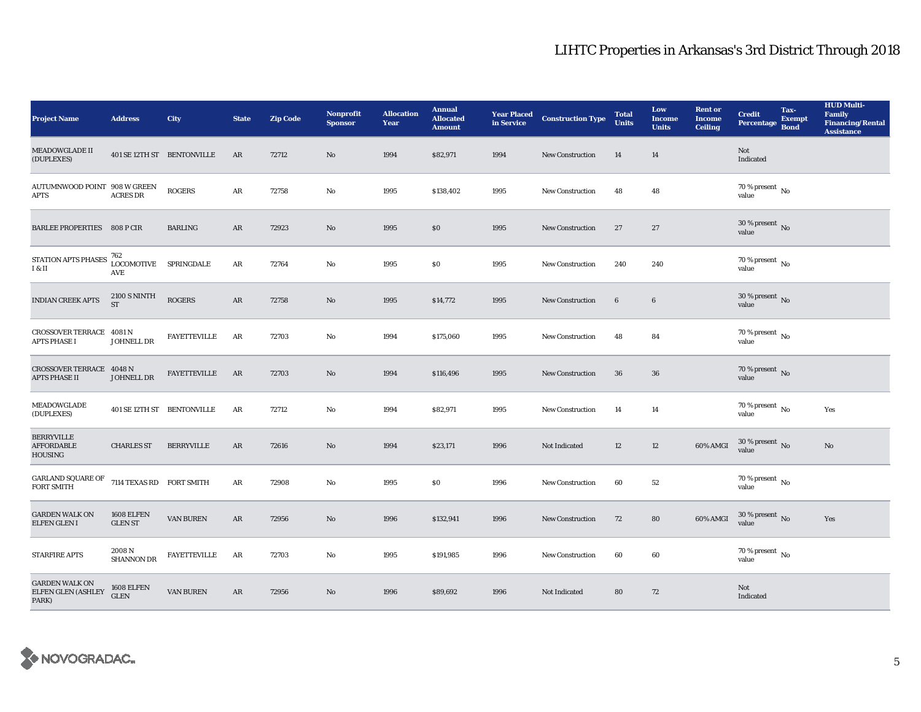# LIHTC Properties in Arkansas's 3rd District Through 2018

| Project Name | Address | City | State | Zip Code | Nonprofit Sponsor | Allocation Year | Annual Allocated Amount | Year Placed in Service | Construction Type | Total Units | Low Income Units | Rent or Income Ceiling | Credit Percentage | Tax-Exempt Bond | HUD Multi-Family Financing/Rental Assistance |
|---|---|---|---|---|---|---|---|---|---|---|---|---|---|---|---|
| MEADOWGLADE II (DUPLEXES) | 401 SE 12TH ST | BENTONVILLE | AR | 72712 | No | 1994 | $82,971 | 1994 | New Construction | 14 | 14 | | Not Indicated | | |
| AUTUMNWOOD POINT APTS | 908 W GREEN ACRES DR | ROGERS | AR | 72758 | No | 1995 | $138,402 | 1995 | New Construction | 48 | 48 | | 70 % present value | No | |
| BARLEE PROPERTIES | 808 P CIR | BARLING | AR | 72923 | No | 1995 | $0 | 1995 | New Construction | 27 | 27 | | 30 % present value | No | |
| STATION APTS PHASES I & II | 762 LOCOMOTIVE AVE | SPRINGDALE | AR | 72764 | No | 1995 | $0 | 1995 | New Construction | 240 | 240 | | 70 % present value | No | |
| INDIAN CREEK APTS | 2100 S NINTH ST | ROGERS | AR | 72758 | No | 1995 | $14,772 | 1995 | New Construction | 6 | 6 | | 30 % present value | No | |
| CROSSOVER TERRACE APTS PHASE I | 4081 N JOHNELL DR | FAYETTEVILLE | AR | 72703 | No | 1994 | $175,060 | 1995 | New Construction | 48 | 84 | | 70 % present value | No | |
| CROSSOVER TERRACE APTS PHASE II | 4048 N JOHNELL DR | FAYETTEVILLE | AR | 72703 | No | 1994 | $116,496 | 1995 | New Construction | 36 | 36 | | 70 % present value | No | |
| MEADOWGLADE (DUPLEXES) | 401 SE 12TH ST | BENTONVILLE | AR | 72712 | No | 1994 | $82,971 | 1995 | New Construction | 14 | 14 | | 70 % present value | No | Yes |
| BERRYVILLE AFFORDABLE HOUSING | CHARLES ST | BERRYVILLE | AR | 72616 | No | 1994 | $23,171 | 1996 | Not Indicated | 12 | 12 | 60% AMGI | 30 % present value | No | No |
| GARLAND SQUARE OF FORT SMITH | 7114 TEXAS RD | FORT SMITH | AR | 72908 | No | 1995 | $0 | 1996 | New Construction | 60 | 52 | | 70 % present value | No | |
| GARDEN WALK ON ELFEN GLEN I | 1608 ELFEN GLEN ST | VAN BUREN | AR | 72956 | No | 1996 | $132,941 | 1996 | New Construction | 72 | 80 | 60% AMGI | 30 % present value | No | Yes |
| STARFIRE APTS | 2008 N SHANNON DR | FAYETTEVILLE | AR | 72703 | No | 1995 | $191,985 | 1996 | New Construction | 60 | 60 | | 70 % present value | No | |
| GARDEN WALK ON ELFEN GLEN (ASHLEY PARK) | 1608 ELFEN GLEN | VAN BUREN | AR | 72956 | No | 1996 | $89,692 | 1996 | Not Indicated | 80 | 72 | | Not Indicated | | |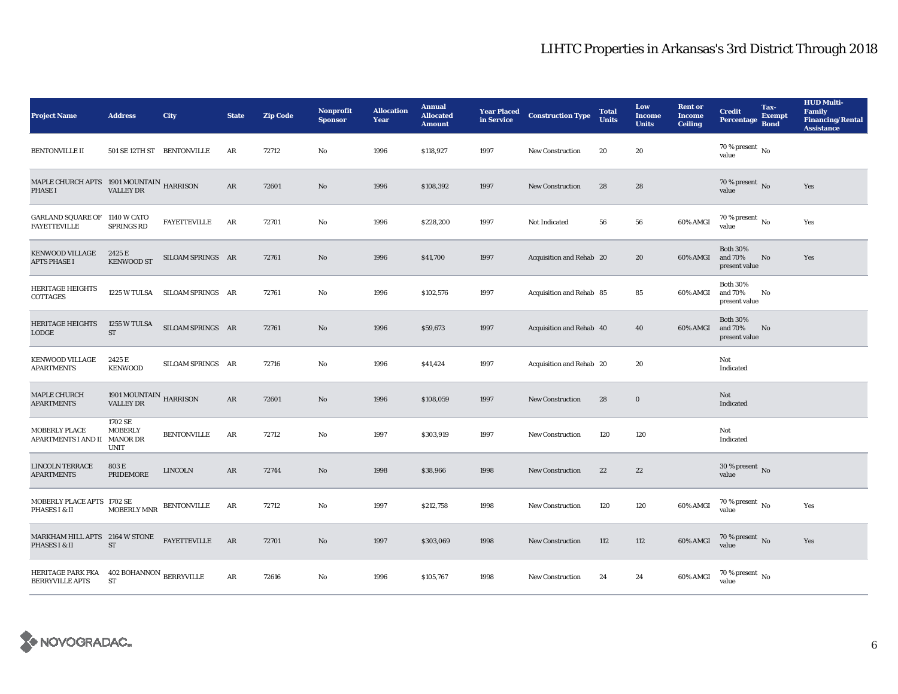# LIHTC Properties in Arkansas's 3rd District Through 2018

| Project Name | Address | City | State | Zip Code | Nonprofit Sponsor | Allocation Year | Annual Allocated Amount | Year Placed in Service | Construction Type | Total Units | Low Income Units | Rent or Income Ceiling | Credit Percentage | Tax-Exempt Bond | HUD Multi-Family Financing/Rental Assistance |
|---|---|---|---|---|---|---|---|---|---|---|---|---|---|---|---|
| BENTONVILLE II | 501 SE 12TH ST | BENTONVILLE | AR | 72712 | No | 1996 | $118,927 | 1997 | New Construction | 20 | 20 | | 70 % present value | No | |
| MAPLE CHURCH APTS PHASE I | 1901 MOUNTAIN VALLEY DR | HARRISON | AR | 72601 | No | 1996 | $108,392 | 1997 | New Construction | 28 | 28 | | 70 % present value | No | Yes |
| GARLAND SQUARE OF FAYETTEVILLE | 1140 W CATO SPRINGS RD | FAYETTEVILLE | AR | 72701 | No | 1996 | $228,200 | 1997 | Not Indicated | 56 | 56 | 60% AMGI | 70 % present value | No | Yes |
| KENWOOD VILLAGE APTS PHASE I | 2425 E KENWOOD ST | SILOAM SPRINGS | AR | 72761 | No | 1996 | $41,700 | 1997 | Acquisition and Rehab | 20 | 20 | 60% AMGI | Both 30% and 70% present value | No | Yes |
| HERITAGE HEIGHTS COTTAGES | 1225 W TULSA | SILOAM SPRINGS | AR | 72761 | No | 1996 | $102,576 | 1997 | Acquisition and Rehab | 85 | 85 | 60% AMGI | Both 30% and 70% present value | No | |
| HERITAGE HEIGHTS LODGE | 1255 W TULSA ST | SILOAM SPRINGS | AR | 72761 | No | 1996 | $59,673 | 1997 | Acquisition and Rehab | 40 | 40 | 60% AMGI | Both 30% and 70% present value | No | |
| KENWOOD VILLAGE APARTMENTS | 2425 E KENWOOD | SILOAM SPRINGS | AR | 72716 | No | 1996 | $41,424 | 1997 | Acquisition and Rehab | 20 | 20 | | Not Indicated | | |
| MAPLE CHURCH APARTMENTS | 1901 MOUNTAIN VALLEY DR | HARRISON | AR | 72601 | No | 1996 | $108,059 | 1997 | New Construction | 28 | 0 | | Not Indicated | | |
| MOBERLY PLACE APARTMENTS I AND II | 1702 SE MOBERLY MANOR DR UNIT | BENTONVILLE | AR | 72712 | No | 1997 | $303,919 | 1997 | New Construction | 120 | 120 | | Not Indicated | | |
| LINCOLN TERRACE APARTMENTS | 803 E PRIDEMORE | LINCOLN | AR | 72744 | No | 1998 | $38,966 | 1998 | New Construction | 22 | 22 | | 30 % present value | No | |
| MOBERLY PLACE APTS PHASES I & II | 1702 SE MOBERLY MNR | BENTONVILLE | AR | 72712 | No | 1997 | $212,758 | 1998 | New Construction | 120 | 120 | 60% AMGI | 70 % present value | No | Yes |
| MARKHAM HILL APTS PHASES I & II | 2164 W STONE ST | FAYETTEVILLE | AR | 72701 | No | 1997 | $303,069 | 1998 | New Construction | 112 | 112 | 60% AMGI | 70 % present value | No | Yes |
| HERITAGE PARK FKA BERRYVILLE APTS | 402 BOHANNON ST | BERRYVILLE | AR | 72616 | No | 1996 | $105,767 | 1998 | New Construction | 24 | 24 | 60% AMGI | 70 % present value | No | |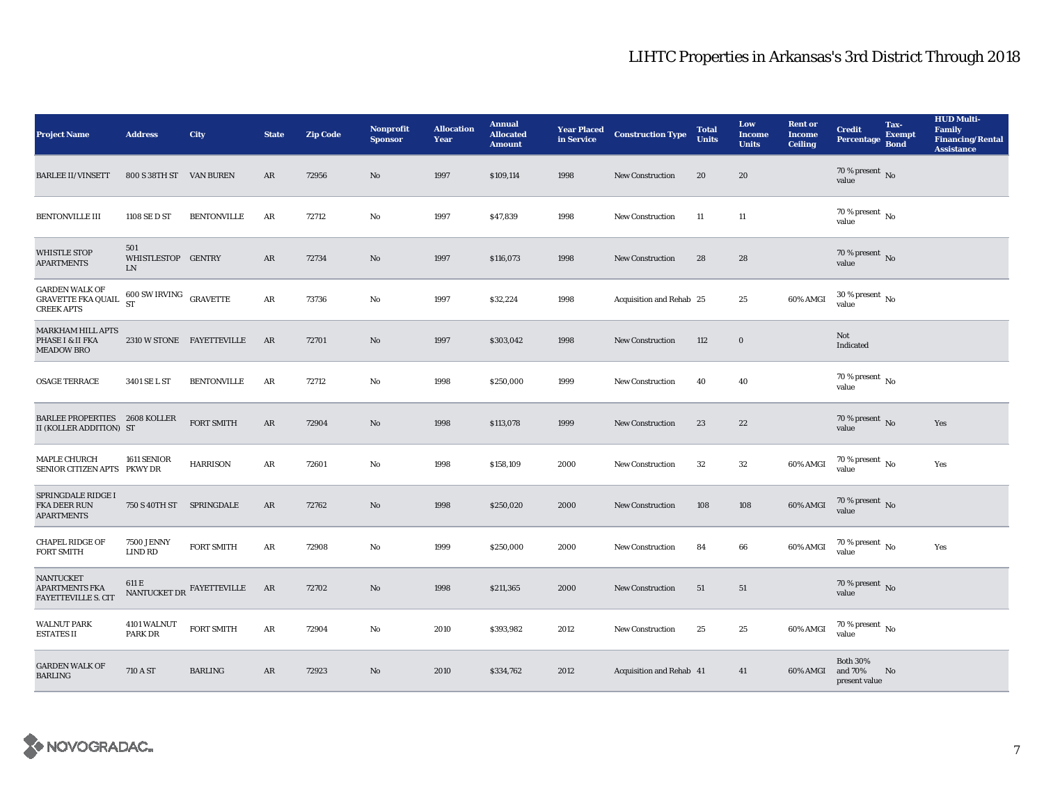# LIHTC Properties in Arkansas's 3rd District Through 2018

| Project Name | Address | City | State | Zip Code | Nonprofit Sponsor | Allocation Year | Annual Allocated Amount | Year Placed in Service | Construction Type | Total Units | Low Income Units | Rent or Income Ceiling | Credit Percentage | Tax-Exempt Bond | HUD Multi-Family Financing/Rental Assistance |
|---|---|---|---|---|---|---|---|---|---|---|---|---|---|---|---|
| BARLEE II/VINSETT | 800 S 38TH ST | VAN BUREN | AR | 72956 | No | 1997 | $109,114 | 1998 | New Construction | 20 | 20 | | 70 % present value | No | |
| BENTONVILLE III | 1108 SE D ST | BENTONVILLE | AR | 72712 | No | 1997 | $47,839 | 1998 | New Construction | 11 | 11 | | 70 % present value | No | |
| WHISTLE STOP APARTMENTS | 501 WHISTLESTOP LN | GENTRY | AR | 72734 | No | 1997 | $116,073 | 1998 | New Construction | 28 | 28 | | 70 % present value | No | |
| GARDEN WALK OF GRAVETTE FKA QUAIL CREEK APTS | 600 SW IRVING ST | GRAVETTE | AR | 73736 | No | 1997 | $32,224 | 1998 | Acquisition and Rehab | 25 | 25 | 60% AMGI | 30 % present value | No | |
| MARKHAM HILL APTS PHASE I & II FKA MEADOW BRO | 2310 W STONE | FAYETTEVILLE | AR | 72701 | No | 1997 | $303,042 | 1998 | New Construction | 112 | 0 | | Not Indicated | | |
| OSAGE TERRACE | 3401 SE L ST | BENTONVILLE | AR | 72712 | No | 1998 | $250,000 | 1999 | New Construction | 40 | 40 | | 70 % present value | No | |
| BARLEE PROPERTIES II (KOLLER ADDITION) | 2608 KOLLER ST | FORT SMITH | AR | 72904 | No | 1998 | $113,078 | 1999 | New Construction | 23 | 22 | | 70 % present value | No | Yes |
| MAPLE CHURCH SENIOR CITIZEN APTS | 1611 SENIOR PKWY DR | HARRISON | AR | 72601 | No | 1998 | $158,109 | 2000 | New Construction | 32 | 32 | 60% AMGI | 70 % present value | No | Yes |
| SPRINGDALE RIDGE I FKA DEER RUN APARTMENTS | 750 S 40TH ST | SPRINGDALE | AR | 72762 | No | 1998 | $250,020 | 2000 | New Construction | 108 | 108 | 60% AMGI | 70 % present value | No | |
| CHAPEL RIDGE OF FORT SMITH | 7500 JENNY LIND RD | FORT SMITH | AR | 72908 | No | 1999 | $250,000 | 2000 | New Construction | 84 | 66 | 60% AMGI | 70 % present value | No | Yes |
| NANTUCKET APARTMENTS FKA FAYETTEVILLE S. CIT | 611 E NANTUCKET DR | FAYETTEVILLE | AR | 72702 | No | 1998 | $211,365 | 2000 | New Construction | 51 | 51 | | 70 % present value | No | |
| WALNUT PARK ESTATES II | 4101 WALNUT PARK DR | FORT SMITH | AR | 72904 | No | 2010 | $393,982 | 2012 | New Construction | 25 | 25 | 60% AMGI | 70 % present value | No | |
| GARDEN WALK OF BARLING | 710 A ST | BARLING | AR | 72923 | No | 2010 | $334,762 | 2012 | Acquisition and Rehab | 41 | 41 | 60% AMGI | Both 30% and 70% present value | No | |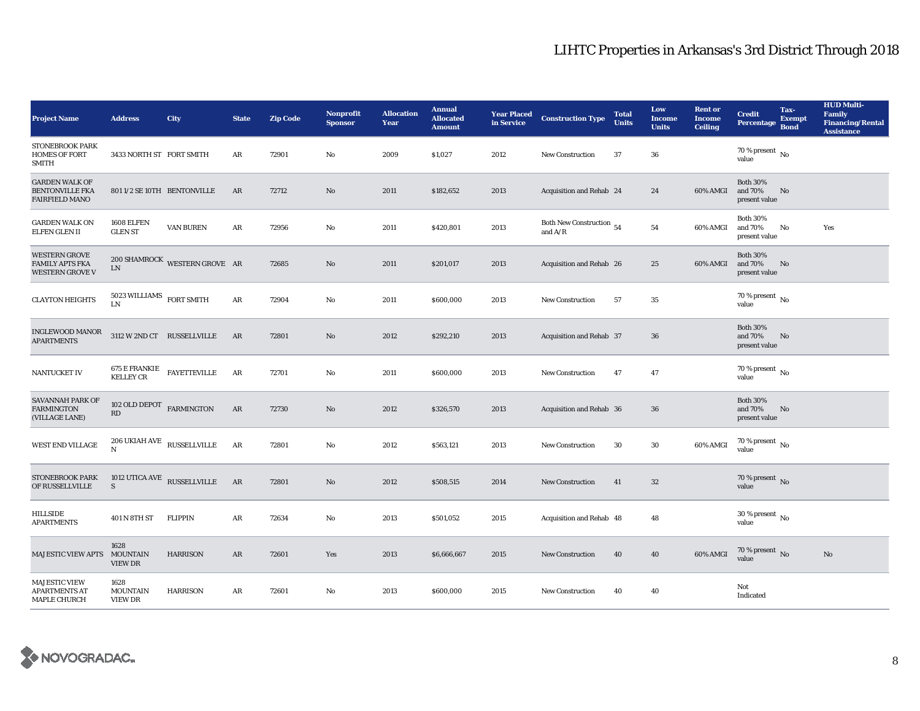# LIHTC Properties in Arkansas's 3rd District Through 2018

| Project Name | Address | City | State | Zip Code | Nonprofit Sponsor | Allocation Year | Annual Allocated Amount | Year Placed in Service | Construction Type | Total Units | Low Income Units | Rent or Income Ceiling | Credit Percentage | Tax-Exempt Bond | HUD Multi-Family Financing/Rental Assistance |
|---|---|---|---|---|---|---|---|---|---|---|---|---|---|---|---|
| STONEBROOK PARK HOMES OF FORT SMITH | 3433 NORTH ST | FORT SMITH | AR | 72901 | No | 2009 | $1,027 | 2012 | New Construction | 37 | 36 | | 70 % present value | No | |
| GARDEN WALK OF BENTONVILLE FKA FAIRFIELD MANO | 801 1/2 SE 10TH | BENTONVILLE | AR | 72712 | No | 2011 | $182,652 | 2013 | Acquisition and Rehab | 24 | 24 | 60% AMGI | Both 30% and 70% present value | No | |
| GARDEN WALK ON ELFEN GLEN II | 1608 ELFEN GLEN ST | VAN BUREN | AR | 72956 | No | 2011 | $420,801 | 2013 | Both New Construction and A/R | 54 | 54 | 60% AMGI | Both 30% and 70% present value | No | Yes |
| WESTERN GROVE FAMILY APTS FKA WESTERN GROVE V | 200 SHAMROCK LN | WESTERN GROVE | AR | 72685 | No | 2011 | $201,017 | 2013 | Acquisition and Rehab | 26 | 25 | 60% AMGI | Both 30% and 70% present value | No | |
| CLAYTON HEIGHTS | 5023 WILLIAMS LN | FORT SMITH | AR | 72904 | No | 2011 | $600,000 | 2013 | New Construction | 57 | 35 | | 70 % present value | No | |
| INGLEWOOD MANOR APARTMENTS | 3112 W 2ND CT | RUSSELLVILLE | AR | 72801 | No | 2012 | $292,210 | 2013 | Acquisition and Rehab | 37 | 36 | | Both 30% and 70% present value | No | |
| NANTUCKET IV | 675 E FRANKIE KELLEY CR | FAYETTEVILLE | AR | 72701 | No | 2011 | $600,000 | 2013 | New Construction | 47 | 47 | | 70 % present value | No | |
| SAVANNAH PARK OF FARMINGTON (VILLAGE LANE) | 102 OLD DEPOT RD | FARMINGTON | AR | 72730 | No | 2012 | $326,570 | 2013 | Acquisition and Rehab | 36 | 36 | | Both 30% and 70% present value | No | |
| WEST END VILLAGE | 206 UKIAH AVE N | RUSSELLVILLE | AR | 72801 | No | 2012 | $563,121 | 2013 | New Construction | 30 | 30 | 60% AMGI | 70 % present value | No | |
| STONEBROOK PARK OF RUSSELLVILLE | 1012 UTICA AVE S | RUSSELLVILLE | AR | 72801 | No | 2012 | $508,515 | 2014 | New Construction | 41 | 32 | | 70 % present value | No | |
| HILLSIDE APARTMENTS | 401 N 8TH ST | FLIPPIN | AR | 72634 | No | 2013 | $501,052 | 2015 | Acquisition and Rehab | 48 | 48 | | 30 % present value | No | |
| MAJESTIC VIEW APTS | 1628 MOUNTAIN VIEW DR | HARRISON | AR | 72601 | Yes | 2013 | $6,666,667 | 2015 | New Construction | 40 | 40 | 60% AMGI | 70 % present value | No | No |
| MAJESTIC VIEW APARTMENTS AT MAPLE CHURCH | 1628 MOUNTAIN VIEW DR | HARRISON | AR | 72601 | No | 2013 | $600,000 | 2015 | New Construction | 40 | 40 | | Not Indicated | | |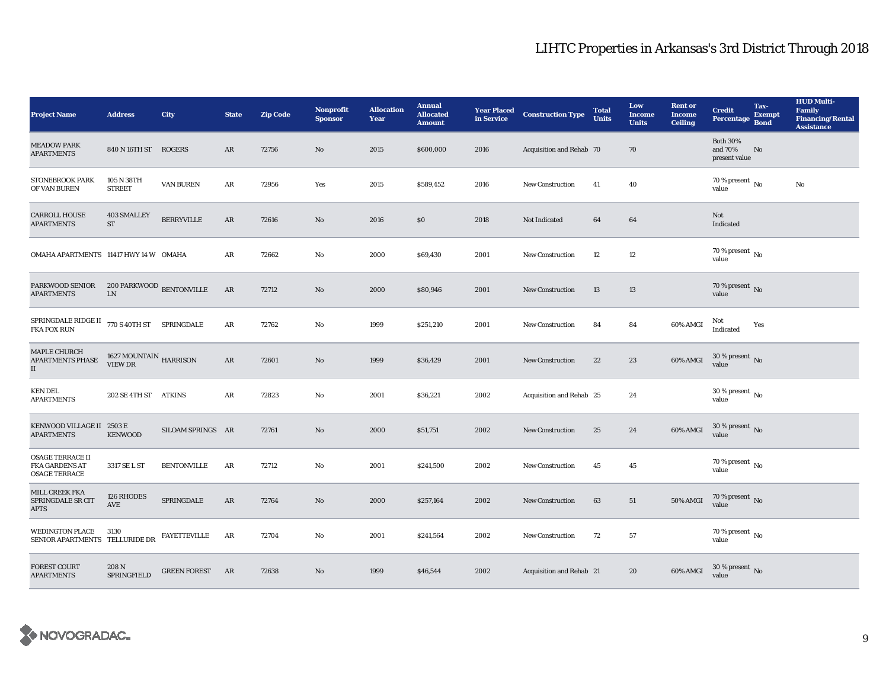# LIHTC Properties in Arkansas's 3rd District Through 2018

| Project Name | Address | City | State | Zip Code | Nonprofit Sponsor | Allocation Year | Annual Allocated Amount | Year Placed in Service | Construction Type | Total Units | Low Income Units | Rent or Income Ceiling | Credit Percentage | Tax-Exempt Bond | HUD Multi-Family Financing/Rental Assistance |
|---|---|---|---|---|---|---|---|---|---|---|---|---|---|---|---|
| MEADOW PARK APARTMENTS | 840 N 16TH ST | ROGERS | AR | 72756 | No | 2015 | $600,000 | 2016 | Acquisition and Rehab | 70 | 70 | | Both 30% and 70% present value | No | |
| STONEBROOK PARK OF VAN BUREN | 105 N 38TH STREET | VAN BUREN | AR | 72956 | Yes | 2015 | $589,452 | 2016 | New Construction | 41 | 40 | | 70 % present value | No | No |
| CARROLL HOUSE APARTMENTS | 403 SMALLEY ST | BERRYVILLE | AR | 72616 | No | 2016 | $0 | 2018 | Not Indicated | 64 | 64 | | Not Indicated | | |
| OMAHA APARTMENTS | 11417 HWY 14 W | OMAHA | AR | 72662 | No | 2000 | $69,430 | 2001 | New Construction | 12 | 12 | | 70 % present value | No | |
| PARKWOOD SENIOR APARTMENTS | 200 PARKWOOD LN | BENTONVILLE | AR | 72712 | No | 2000 | $80,946 | 2001 | New Construction | 13 | 13 | | 70 % present value | No | |
| SPRINGDALE RIDGE II FKA FOX RUN | 770 S 40TH ST | SPRINGDALE | AR | 72762 | No | 1999 | $251,210 | 2001 | New Construction | 84 | 84 | 60% AMGI | Not Indicated | Yes | |
| MAPLE CHURCH APARTMENTS PHASE II | 1627 MOUNTAIN VIEW DR | HARRISON | AR | 72601 | No | 1999 | $36,429 | 2001 | New Construction | 22 | 23 | 60% AMGI | 30 % present value | No | |
| KEN DEL APARTMENTS | 202 SE 4TH ST | ATKINS | AR | 72823 | No | 2001 | $36,221 | 2002 | Acquisition and Rehab | 25 | 24 | | 30 % present value | No | |
| KENWOOD VILLAGE II APARTMENTS | 2503 E KENWOOD | SILOAM SPRINGS | AR | 72761 | No | 2000 | $51,751 | 2002 | New Construction | 25 | 24 | 60% AMGI | 30 % present value | No | |
| OSAGE TERRACE II FKA GARDENS AT OSAGE TERRACE | 3317 SE L ST | BENTONVILLE | AR | 72712 | No | 2001 | $241,500 | 2002 | New Construction | 45 | 45 | | 70 % present value | No | |
| MILL CREEK FKA SPRINGDALE SR CIT APTS | 126 RHODES AVE | SPRINGDALE | AR | 72764 | No | 2000 | $257,164 | 2002 | New Construction | 63 | 51 | 50% AMGI | 70 % present value | No | |
| WEDINGTON PLACE SENIOR APARTMENTS | 3130 TELLURIDE DR | FAYETTEVILLE | AR | 72704 | No | 2001 | $241,564 | 2002 | New Construction | 72 | 57 | | 70 % present value | No | |
| FOREST COURT APARTMENTS | 208 N SPRINGFIELD | GREEN FOREST | AR | 72638 | No | 1999 | $46,544 | 2002 | Acquisition and Rehab | 21 | 20 | 60% AMGI | 30 % present value | No | |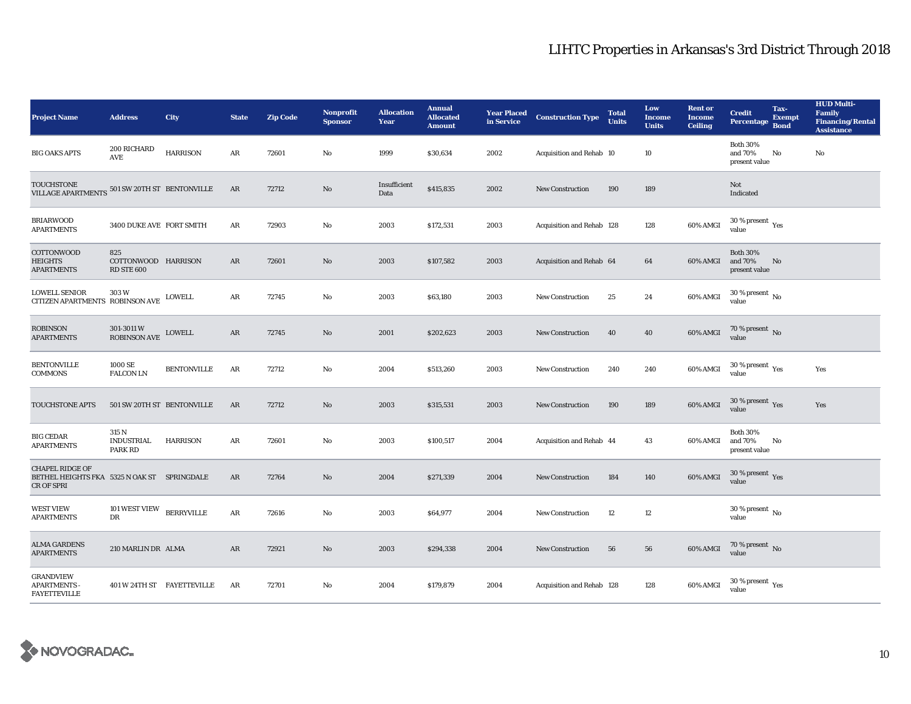# LIHTC Properties in Arkansas's 3rd District Through 2018

| Project Name | Address | City | State | Zip Code | Nonprofit Sponsor | Allocation Year | Annual Allocated Amount | Year Placed in Service | Construction Type | Total Units | Low Income Units | Rent or Income Ceiling | Credit Percentage | Tax-Exempt Bond | HUD Multi-Family Financing/Rental Assistance |
|---|---|---|---|---|---|---|---|---|---|---|---|---|---|---|---|
| BIG OAKS APTS | 200 RICHARD AVE | HARRISON | AR | 72601 | No | 1999 | $30,634 | 2002 | Acquisition and Rehab | 10 | 10 | | Both 30% and 70% present value | No | No |
| TOUCHSTONE VILLAGE APARTMENTS | 501 SW 20TH ST | BENTONVILLE | AR | 72712 | No | Insufficient Data | $415,835 | 2002 | New Construction | 190 | 189 | | Not Indicated | | |
| BRIARWOOD APARTMENTS | 3400 DUKE AVE | FORT SMITH | AR | 72903 | No | 2003 | $172,531 | 2003 | Acquisition and Rehab | 128 | 128 | 60% AMGI | 30 % present value | Yes | |
| COTTONWOOD HEIGHTS APARTMENTS | 825 COTTONWOOD RD STE 600 | HARRISON | AR | 72601 | No | 2003 | $107,582 | 2003 | Acquisition and Rehab | 64 | 64 | 60% AMGI | Both 30% and 70% present value | No | |
| LOWELL SENIOR CITIZEN APARTMENTS | 303 W ROBINSON AVE | LOWELL | AR | 72745 | No | 2003 | $63,180 | 2003 | New Construction | 25 | 24 | 60% AMGI | 30 % present value | No | |
| ROBINSON APARTMENTS | 301-3011 W ROBINSON AVE | LOWELL | AR | 72745 | No | 2001 | $202,623 | 2003 | New Construction | 40 | 40 | 60% AMGI | 70 % present value | No | |
| BENTONVILLE COMMONS | 1000 SE FALCON LN | BENTONVILLE | AR | 72712 | No | 2004 | $513,260 | 2003 | New Construction | 240 | 240 | 60% AMGI | 30 % present value | Yes | Yes |
| TOUCHSTONE APTS | 501 SW 20TH ST | BENTONVILLE | AR | 72712 | No | 2003 | $315,531 | 2003 | New Construction | 190 | 189 | 60% AMGI | 30 % present value | Yes | Yes |
| BIG CEDAR APARTMENTS | 315 N INDUSTRIAL PARK RD | HARRISON | AR | 72601 | No | 2003 | $100,517 | 2004 | Acquisition and Rehab | 44 | 43 | 60% AMGI | Both 30% and 70% present value | No | |
| CHAPEL RIDGE OF BETHEL HEIGHTS FKA CR OF SPRI | 5325 N OAK ST | SPRINGDALE | AR | 72764 | No | 2004 | $271,339 | 2004 | New Construction | 184 | 140 | 60% AMGI | 30 % present value | Yes | |
| WEST VIEW APARTMENTS | 101 WEST VIEW DR | BERRYVILLE | AR | 72616 | No | 2003 | $64,977 | 2004 | New Construction | 12 | 12 | | 30 % present value | No | |
| ALMA GARDENS APARTMENTS | 210 MARLIN DR | ALMA | AR | 72921 | No | 2003 | $294,338 | 2004 | New Construction | 56 | 56 | 60% AMGI | 70 % present value | No | |
| GRANDVIEW APARTMENTS - FAYETTEVILLE | 401 W 24TH ST | FAYETTEVILLE | AR | 72701 | No | 2004 | $179,879 | 2004 | Acquisition and Rehab | 128 | 128 | 60% AMGI | 30 % present value | Yes | |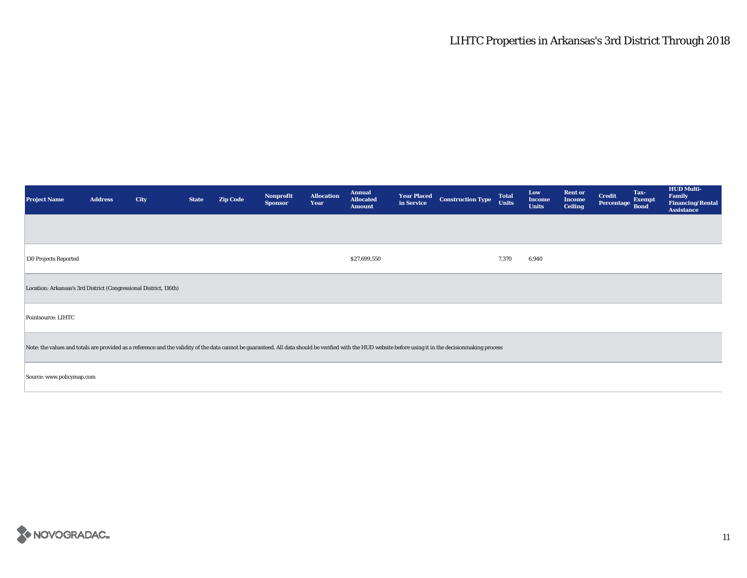# LIHTC Properties in Arkansas's 3rd District Through 2018

| Project Name | Address | City | State | Zip Code | Nonprofit Sponsor | Allocation Year | Annual Allocated Amount | Year Placed in Service | Construction Type | Total Units | Low Income Units | Rent or Income Ceiling | Credit Percentage | Tax-Exempt Bond | HUD Multi-Family Financing/Rental Assistance |
|---|---|---|---|---|---|---|---|---|---|---|---|---|---|---|---|
| | | | | | | | | | | | | | | | |
| 130 Projects Reported | | | | | | | $27,699,550 | | | 7,370 | 6,940 | | | | |
| Location: Arkansas's 3rd District (Congressional District, 116th) | | | | | | | | | | | | | | | |
| Pointsource: LIHTC | | | | | | | | | | | | | | | |
| Note: the values and totals are provided as a reference and the validity of the data cannot be guaranteed. All data should be verified with the HUD website before using it in the decisionmaking process | | | | | | | | | | | | | | | |
| Source: www.policymap.com | | | | | | | | | | | | | | | |